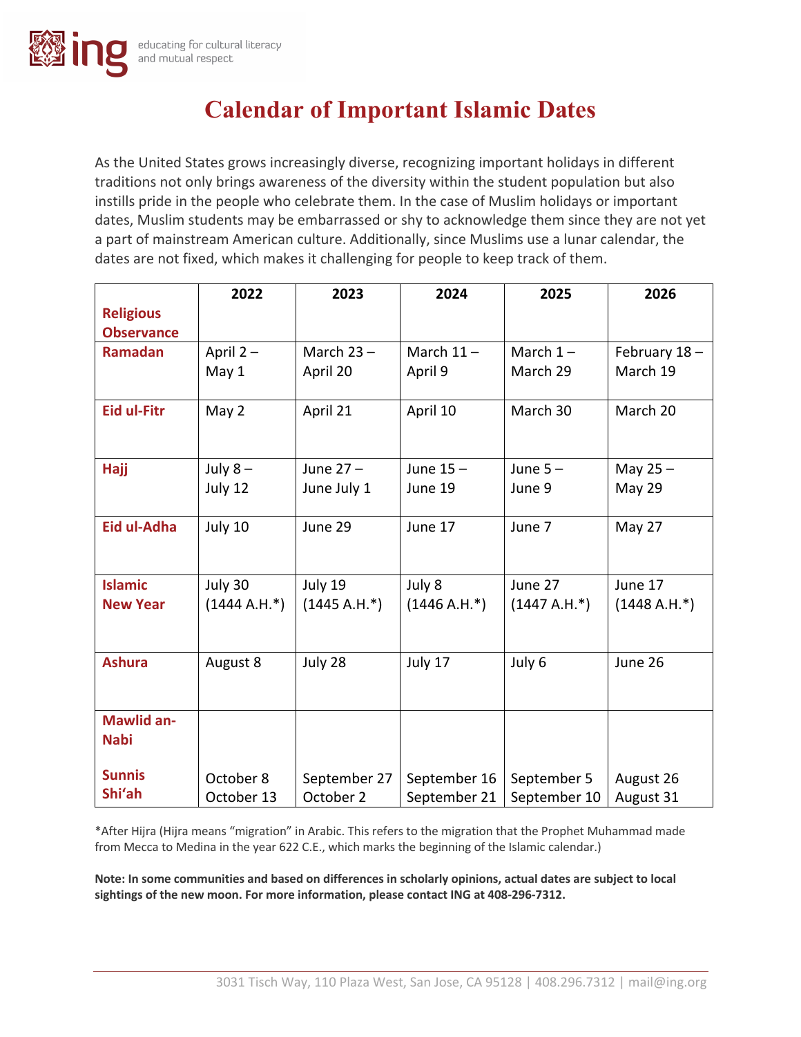ing educating for cultural literacy and mutual respect

# Calendar of Important Islamic Dates

As the United States grows increasingly diverse, recognizing important holidays in different traditions not only brings awareness of the diversity within the student population but also instills pride in the people who celebrate them. In the case of Muslim holidays or important dates, Muslim students may be embarrassed or shy to acknowledge them since they are not yet a part of mainstream American culture. Additionally, since Muslims use a lunar calendar, the dates are not fixed, which makes it challenging for people to keep track of them.

| Religious Observance | 2022 | 2023 | 2024 | 2025 | 2026 |
|---|---|---|---|---|---|
| Ramadan | April 2 – May 1 | March 23 – April 20 | March 11 – April 9 | March 1 – March 29 | February 18 – March 19 |
| Eid ul-Fitr | May 2 | April 21 | April 10 | March 30 | March 20 |
| Hajj | July 8 – July 12 | June 27 – June July 1 | June 15 – June 19 | June 5 – June 9 | May 25 – May 29 |
| Eid ul-Adha | July 10 | June 29 | June 17 | June 7 | May 27 |
| Islamic New Year | July 30 (1444 A.H.*) | July 19 (1445 A.H.*) | July 8 (1446 A.H.*) | June 27 (1447 A.H.*) | June 17 (1448 A.H.*) |
| Ashura | August 8 | July 28 | July 17 | July 6 | June 26 |
| Mawlid an-Nabi | | | | | |
| Sunnis | October 8 | September 27 | September 16 | September 5 | August 26 |
| Shi'ah | October 13 | October 2 | September 21 | September 10 | August 31 |

*After Hijra (Hijra means "migration" in Arabic. This refers to the migration that the Prophet Muhammad made from Mecca to Medina in the year 622 C.E., which marks the beginning of the Islamic calendar.)

**Note: In some communities and based on differences in scholarly opinions, actual dates are subject to local sightings of the new moon. For more information, please contact ING at 408-296-7312.**

3031 Tisch Way, 110 Plaza West, San Jose, CA 95128 | 408.296.7312 | mail@ing.org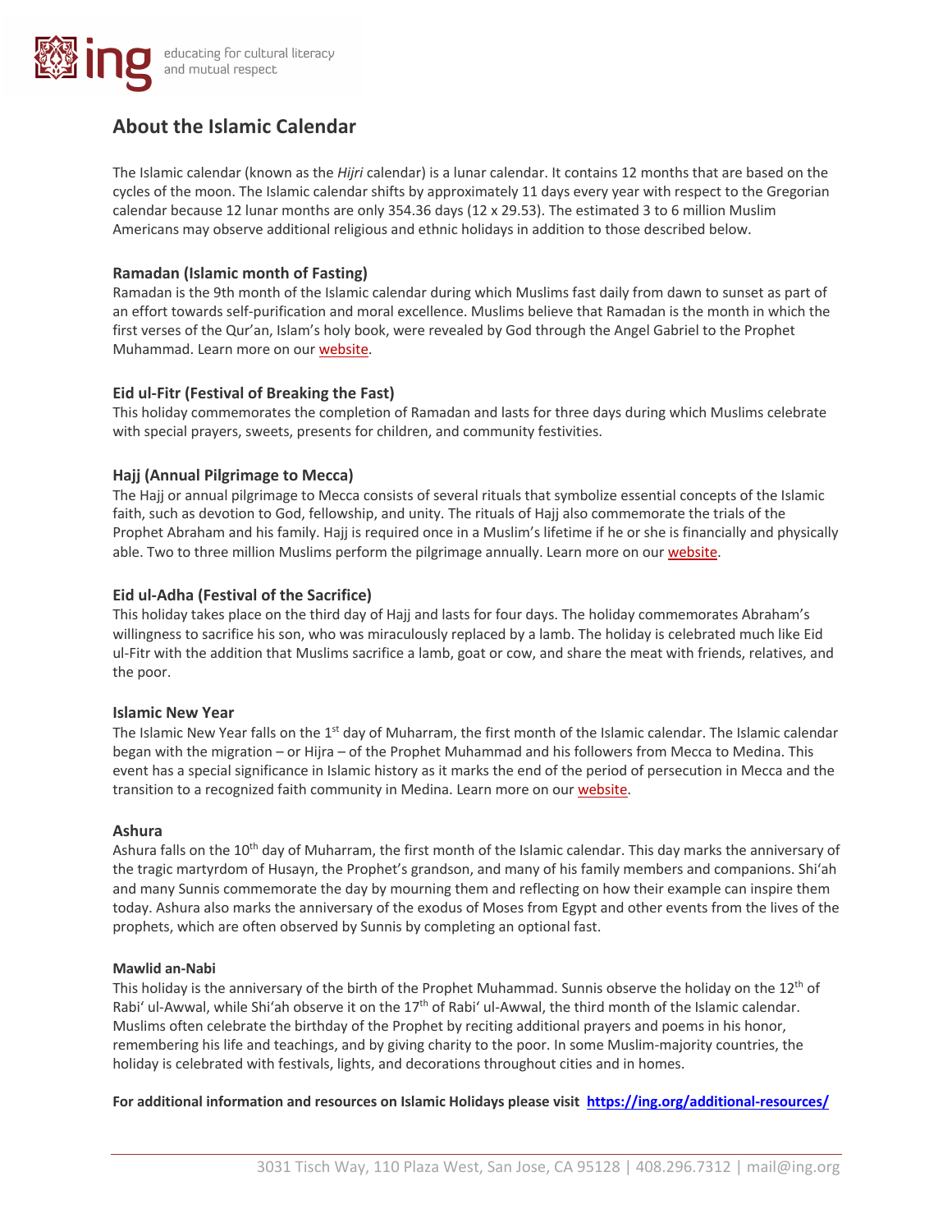ing educating for cultural literacy and mutual respect

## About the Islamic Calendar

The Islamic calendar (known as the *Hijri* calendar) is a lunar calendar. It contains 12 months that are based on the cycles of the moon. The Islamic calendar shifts by approximately 11 days every year with respect to the Gregorian calendar because 12 lunar months are only 354.36 days (12 x 29.53). The estimated 3 to 6 million Muslim Americans may observe additional religious and ethnic holidays in addition to those described below.

### Ramadan (Islamic month of Fasting)

Ramadan is the 9th month of the Islamic calendar during which Muslims fast daily from dawn to sunset as part of an effort towards self-purification and moral excellence. Muslims believe that Ramadan is the month in which the first verses of the Qur'an, Islam's holy book, were revealed by God through the Angel Gabriel to the Prophet Muhammad. Learn more on our website.

### Eid ul-Fitr (Festival of Breaking the Fast)

This holiday commemorates the completion of Ramadan and lasts for three days during which Muslims celebrate with special prayers, sweets, presents for children, and community festivities.

### Hajj (Annual Pilgrimage to Mecca)

The Hajj or annual pilgrimage to Mecca consists of several rituals that symbolize essential concepts of the Islamic faith, such as devotion to God, fellowship, and unity. The rituals of Hajj also commemorate the trials of the Prophet Abraham and his family. Hajj is required once in a Muslim's lifetime if he or she is financially and physically able. Two to three million Muslims perform the pilgrimage annually. Learn more on our website.

### Eid ul-Adha (Festival of the Sacrifice)

This holiday takes place on the third day of Hajj and lasts for four days. The holiday commemorates Abraham's willingness to sacrifice his son, who was miraculously replaced by a lamb. The holiday is celebrated much like Eid ul-Fitr with the addition that Muslims sacrifice a lamb, goat or cow, and share the meat with friends, relatives, and the poor.

### Islamic New Year

The Islamic New Year falls on the 1st day of Muharram, the first month of the Islamic calendar. The Islamic calendar began with the migration – or Hijra – of the Prophet Muhammad and his followers from Mecca to Medina. This event has a special significance in Islamic history as it marks the end of the period of persecution in Mecca and the transition to a recognized faith community in Medina. Learn more on our website.

### Ashura

Ashura falls on the 10th day of Muharram, the first month of the Islamic calendar. This day marks the anniversary of the tragic martyrdom of Husayn, the Prophet's grandson, and many of his family members and companions. Shi'ah and many Sunnis commemorate the day by mourning them and reflecting on how their example can inspire them today. Ashura also marks the anniversary of the exodus of Moses from Egypt and other events from the lives of the prophets, which are often observed by Sunnis by completing an optional fast.

#### Mawlid an-Nabi

This holiday is the anniversary of the birth of the Prophet Muhammad. Sunnis observe the holiday on the 12th of Rabi' ul-Awwal, while Shi'ah observe it on the 17th of Rabi' ul-Awwal, the third month of the Islamic calendar. Muslims often celebrate the birthday of the Prophet by reciting additional prayers and poems in his honor, remembering his life and teachings, and by giving charity to the poor. In some Muslim-majority countries, the holiday is celebrated with festivals, lights, and decorations throughout cities and in homes.

**For additional information and resources on Islamic Holidays please visit https://ing.org/additional-resources/**

3031 Tisch Way, 110 Plaza West, San Jose, CA 95128 | 408.296.7312 | mail@ing.org